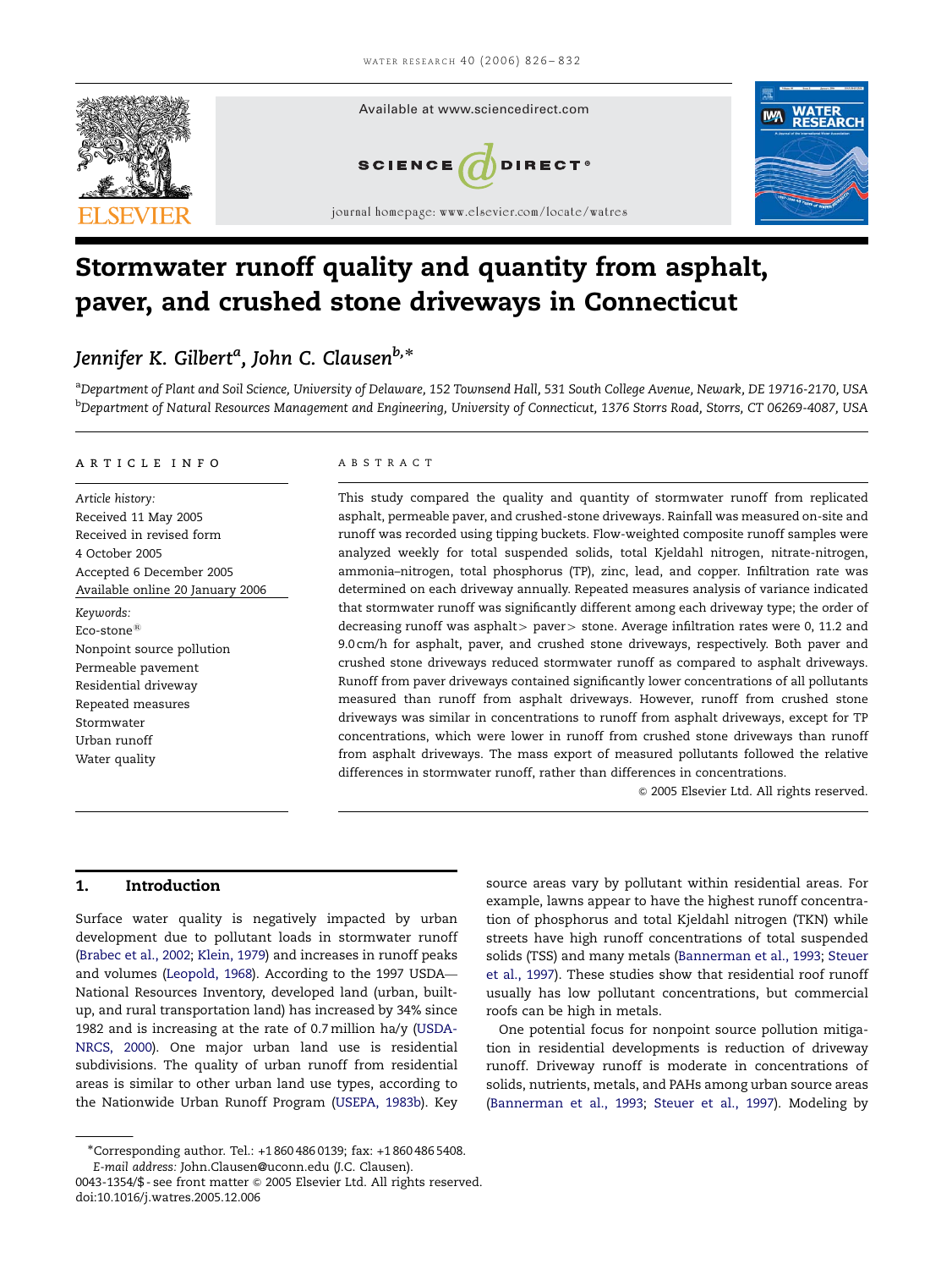# Stormwater runoff quality and quantity from asphalt, paver, and crushed stone driveways in Connecticut

*Jennifer K. Gilbert*[a], *John C. Clausen*[b,*]

[a]Department of Plant and Soil Science, University of Delaware, 152 Townsend Hall, 531 South College Avenue, Newark, DE 19716-2170, USA
[b]Department of Natural Resources Management and Engineering, University of Connecticut, 1376 Storrs Road, Storrs, CT 06269-4087, USA

## ARTICLE INFO

*Article history:*
Received 11 May 2005
Received in revised form
4 October 2005
Accepted 6 December 2005
Available online 20 January 2006

*Keywords:*
Eco-stone®
Nonpoint source pollution
Permeable pavement
Residential driveway
Repeated measures
Stormwater
Urban runoff
Water quality

## ABSTRACT

This study compared the quality and quantity of stormwater runoff from replicated asphalt, permeable paver, and crushed-stone driveways. Rainfall was measured on-site and runoff was recorded using tipping buckets. Flow-weighted composite runoff samples were analyzed weekly for total suspended solids, total Kjeldahl nitrogen, nitrate-nitrogen, ammonia–nitrogen, total phosphorus (TP), zinc, lead, and copper. Infiltration rate was determined on each driveway annually. Repeated measures analysis of variance indicated that stormwater runoff was significantly different among each driveway type; the order of decreasing runoff was asphalt > paver > stone. Average infiltration rates were 0, 11.2 and 9.0 cm/h for asphalt, paver, and crushed stone driveways, respectively. Both paver and crushed stone driveways reduced stormwater runoff as compared to asphalt driveways. Runoff from paver driveways contained significantly lower concentrations of all pollutants measured than runoff from asphalt driveways. However, runoff from crushed stone driveways was similar in concentrations to runoff from asphalt driveways, except for TP concentrations, which were lower in runoff from crushed stone driveways than runoff from asphalt driveways. The mass export of measured pollutants followed the relative differences in stormwater runoff, rather than differences in concentrations.

© 2005 Elsevier Ltd. All rights reserved.

## 1. Introduction

Surface water quality is negatively impacted by urban development due to pollutant loads in stormwater runoff (Brabec et al., 2002; Klein, 1979) and increases in runoff peaks and volumes (Leopold, 1968). According to the 1997 USDA—National Resources Inventory, developed land (urban, built-up, and rural transportation land) has increased by 34% since 1982 and is increasing at the rate of 0.7 million ha/y (USDA-NRCS, 2000). One major urban land use is residential subdivisions. The quality of urban runoff from residential areas is similar to other urban land use types, according to the Nationwide Urban Runoff Program (USEPA, 1983b). Key source areas vary by pollutant within residential areas. For example, lawns appear to have the highest runoff concentration of phosphorus and total Kjeldahl nitrogen (TKN) while streets have high runoff concentrations of total suspended solids (TSS) and many metals (Bannerman et al., 1993; Steuer et al., 1997). These studies show that residential roof runoff usually has low pollutant concentrations, but commercial roofs can be high in metals.

One potential focus for nonpoint source pollution mitigation in residential developments is reduction of driveway runoff. Driveway runoff is moderate in concentrations of solids, nutrients, metals, and PAHs among urban source areas (Bannerman et al., 1993; Steuer et al., 1997). Modeling by

*Corresponding author. Tel.: +1 860 486 0139; fax: +1 860 486 5408.
*E-mail address:* John.Clausen@uconn.edu (J.C. Clausen).

0043-1354/$ - see front matter © 2005 Elsevier Ltd. All rights reserved.
doi:10.1016/j.watres.2005.12.006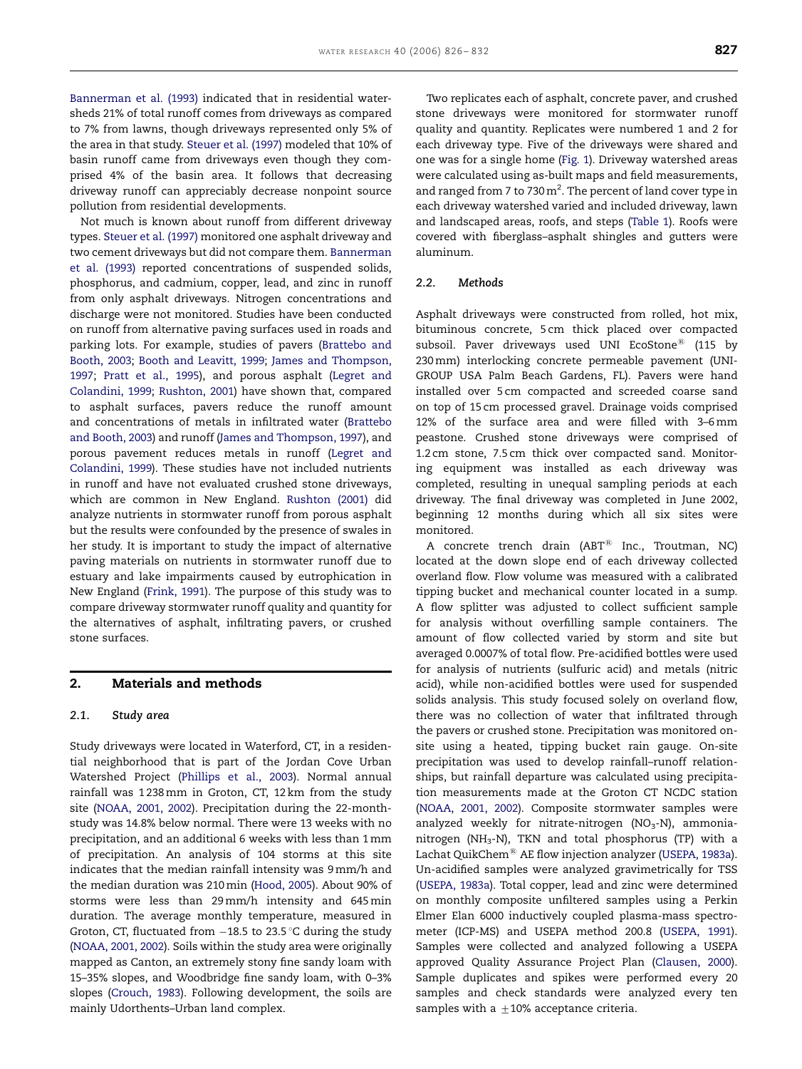Bannerman et al. (1993) indicated that in residential watersheds 21% of total runoff comes from driveways as compared to 7% from lawns, though driveways represented only 5% of the area in that study. Steuer et al. (1997) modeled that 10% of basin runoff came from driveways even though they comprised 4% of the basin area. It follows that decreasing driveway runoff can appreciably decrease nonpoint source pollution from residential developments.

Not much is known about runoff from different driveway types. Steuer et al. (1997) monitored one asphalt driveway and two cement driveways but did not compare them. Bannerman et al. (1993) reported concentrations of suspended solids, phosphorus, and cadmium, copper, lead, and zinc in runoff from only asphalt driveways. Nitrogen concentrations and discharge were not monitored. Studies have been conducted on runoff from alternative paving surfaces used in roads and parking lots. For example, studies of pavers (Brattebo and Booth, 2003; Booth and Leavitt, 1999; James and Thompson, 1997; Pratt et al., 1995), and porous asphalt (Legret and Colandini, 1999; Rushton, 2001) have shown that, compared to asphalt surfaces, pavers reduce the runoff amount and concentrations of metals in infiltrated water (Brattebo and Booth, 2003) and runoff (James and Thompson, 1997), and porous pavement reduces metals in runoff (Legret and Colandini, 1999). These studies have not included nutrients in runoff and have not evaluated crushed stone driveways, which are common in New England. Rushton (2001) did analyze nutrients in stormwater runoff from porous asphalt but the results were confounded by the presence of swales in her study. It is important to study the impact of alternative paving materials on nutrients in stormwater runoff due to estuary and lake impairments caused by eutrophication in New England (Frink, 1991). The purpose of this study was to compare driveway stormwater runoff quality and quantity for the alternatives of asphalt, infiltrating pavers, or crushed stone surfaces.

## 2. Materials and methods

### 2.1. Study area

Study driveways were located in Waterford, CT, in a residential neighborhood that is part of the Jordan Cove Urban Watershed Project (Phillips et al., 2003). Normal annual rainfall was 1 238 mm in Groton, CT, 12 km from the study site (NOAA, 2001, 2002). Precipitation during the 22-month-study was 14.8% below normal. There were 13 weeks with no precipitation, and an additional 6 weeks with less than 1 mm of precipitation. An analysis of 104 storms at this site indicates that the median rainfall intensity was 9 mm/h and the median duration was 210 min (Hood, 2005). About 90% of storms were less than 29 mm/h intensity and 645 min duration. The average monthly temperature, measured in Groton, CT, fluctuated from −18.5 to 23.5 °C during the study (NOAA, 2001, 2002). Soils within the study area were originally mapped as Canton, an extremely stony fine sandy loam with 15–35% slopes, and Woodbridge fine sandy loam, with 0–3% slopes (Crouch, 1983). Following development, the soils are mainly Udorthents–Urban land complex.

Two replicates each of asphalt, concrete paver, and crushed stone driveways were monitored for stormwater runoff quality and quantity. Replicates were numbered 1 and 2 for each driveway type. Five of the driveways were shared and one was for a single home (Fig. 1). Driveway watershed areas were calculated using as-built maps and field measurements, and ranged from 7 to 730 $m^2$. The percent of land cover type in each driveway watershed varied and included driveway, lawn and landscaped areas, roofs, and steps (Table 1). Roofs were covered with fiberglass–asphalt shingles and gutters were aluminum.

### 2.2. Methods

Asphalt driveways were constructed from rolled, hot mix, bituminous concrete, 5 cm thick placed over compacted subsoil. Paver driveways used UNI EcoStone® (115 by 230 mm) interlocking concrete permeable pavement (UNI-GROUP USA Palm Beach Gardens, FL). Pavers were hand installed over 5 cm compacted and screeded coarse sand on top of 15 cm processed gravel. Drainage voids comprised 12% of the surface area and were filled with 3–6 mm peastone. Crushed stone driveways were comprised of 1.2 cm stone, 7.5 cm thick over compacted sand. Monitoring equipment was installed as each driveway was completed, resulting in unequal sampling periods at each driveway. The final driveway was completed in June 2002, beginning 12 months during which all six sites were monitored.

A concrete trench drain (ABT® Inc., Troutman, NC) located at the down slope end of each driveway collected overland flow. Flow volume was measured with a calibrated tipping bucket and mechanical counter located in a sump. A flow splitter was adjusted to collect sufficient sample for analysis without overfilling sample containers. The amount of flow collected varied by storm and site but averaged 0.0007% of total flow. Pre-acidified bottles were used for analysis of nutrients (sulfuric acid) and metals (nitric acid), while non-acidified bottles were used for suspended solids analysis. This study focused solely on overland flow, there was no collection of water that infiltrated through the pavers or crushed stone. Precipitation was monitored on-site using a heated, tipping bucket rain gauge. On-site precipitation was used to develop rainfall–runoff relationships, but rainfall departure was calculated using precipitation measurements made at the Groton CT NCDC station (NOAA, 2001, 2002). Composite stormwater samples were analyzed weekly for nitrate-nitrogen ($NO_3$-N), ammonia-nitrogen ($NH_3$-N), TKN and total phosphorus (TP) with a Lachat QuikChem® AE flow injection analyzer (USEPA, 1983a). Un-acidified samples were analyzed gravimetrically for TSS (USEPA, 1983a). Total copper, lead and zinc were determined on monthly composite unfiltered samples using a Perkin Elmer Elan 6000 inductively coupled plasma-mass spectrometer (ICP-MS) and USEPA method 200.8 (USEPA, 1991). Samples were collected and analyzed following a USEPA approved Quality Assurance Project Plan (Clausen, 2000). Sample duplicates and spikes were performed every 20 samples and check standards were analyzed every ten samples with a ±10% acceptance criteria.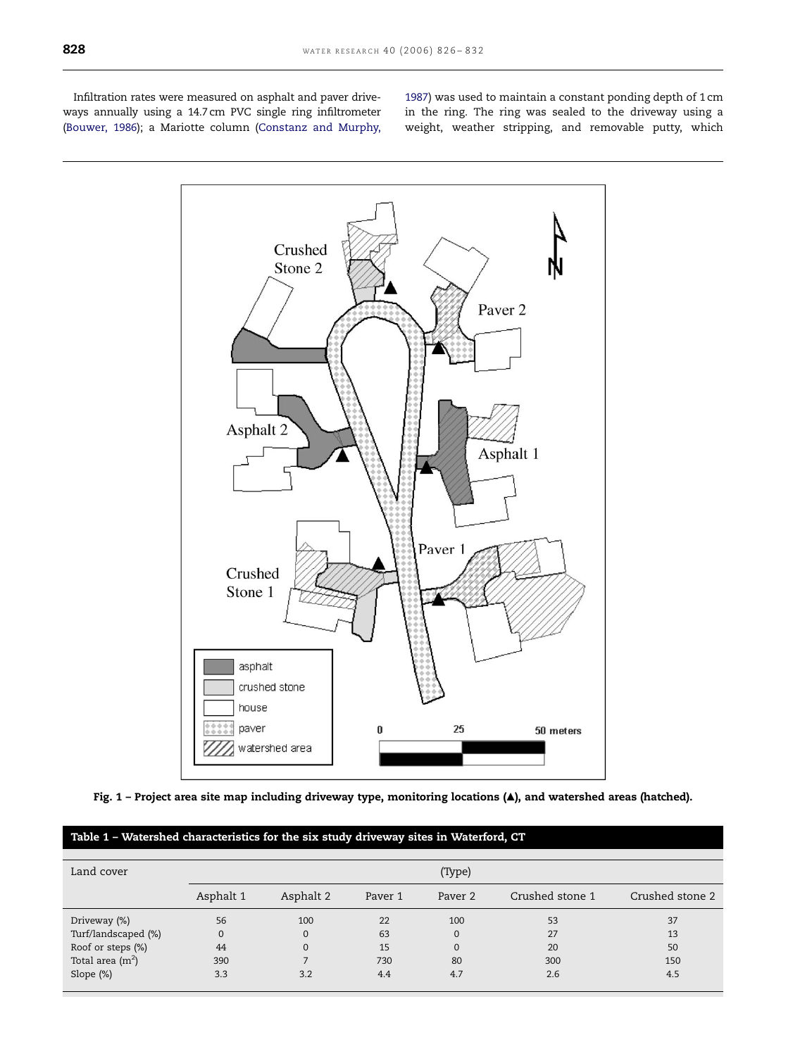Infiltration rates were measured on asphalt and paver driveways annually using a 14.7 cm PVC single ring infiltrometer (Bouwer, 1986); a Mariotte column (Constanz and Murphy, 1987) was used to maintain a constant ponding depth of 1 cm in the ring. The ring was sealed to the driveway using a weight, weather stripping, and removable putty, which

Fig. 1 – Project area site map including driveway type, monitoring locations (▲), and watershed areas (hatched).

**Table 1 – Watershed characteristics for the six study driveway sites in Waterford, CT**

| Land cover | (Type) | | | | | |
|---|---|---|---|---|---|---|
| | Asphalt 1 | Asphalt 2 | Paver 1 | Paver 2 | Crushed stone 1 | Crushed stone 2 |
| Driveway (%) | 56 | 100 | 22 | 100 | 53 | 37 |
| Turf/landscaped (%) | 0 | 0 | 63 | 0 | 27 | 13 |
| Roof or steps (%) | 44 | 0 | 15 | 0 | 20 | 50 |
| Total area ($m^2$) | 390 | 7 | 730 | 80 | 300 | 150 |
| Slope (%) | 3.3 | 3.2 | 4.4 | 4.7 | 2.6 | 4.5 |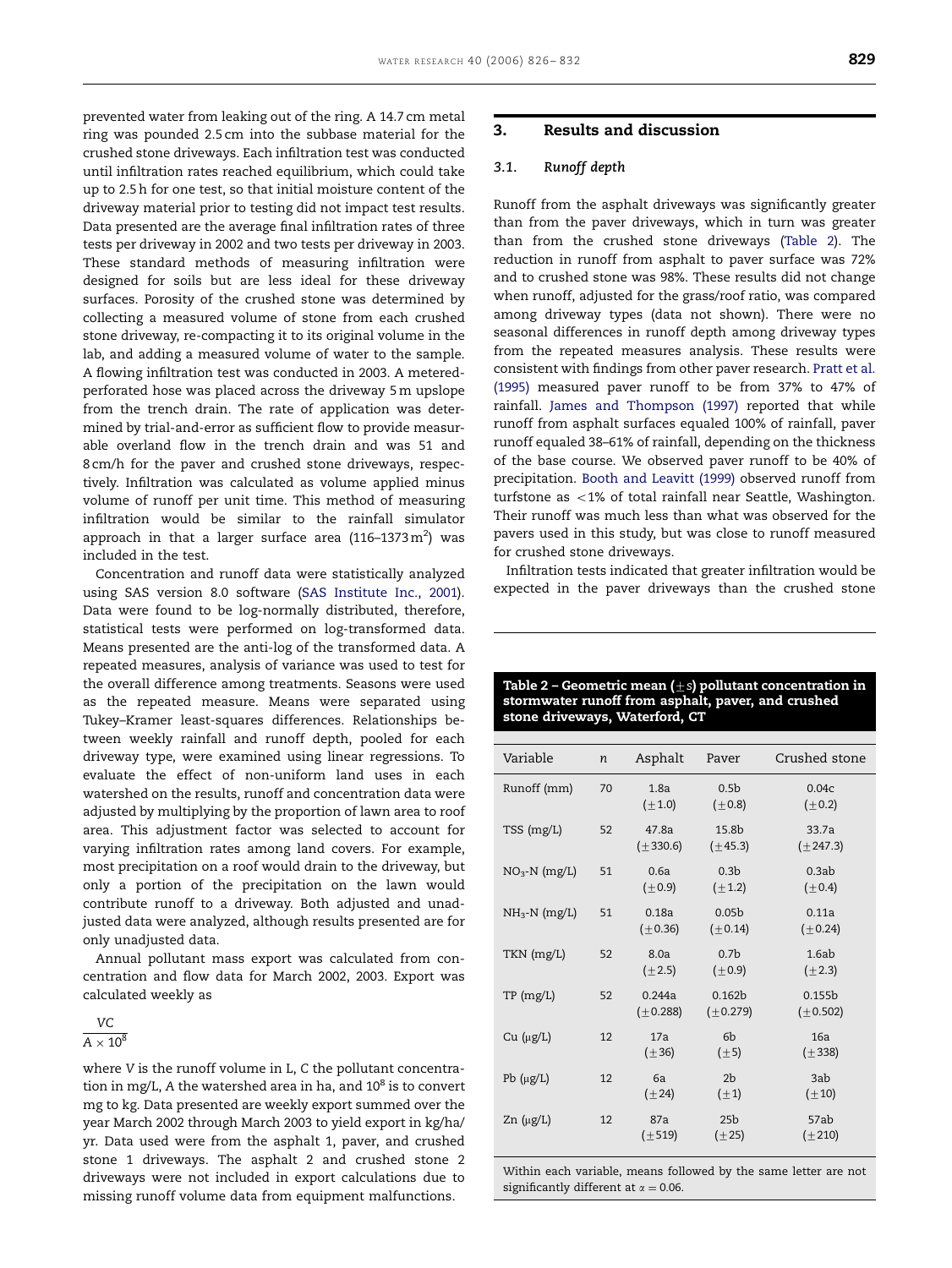prevented water from leaking out of the ring. A 14.7 cm metal ring was pounded 2.5 cm into the subbase material for the crushed stone driveways. Each infiltration test was conducted until infiltration rates reached equilibrium, which could take up to 2.5 h for one test, so that initial moisture content of the driveway material prior to testing did not impact test results. Data presented are the average final infiltration rates of three tests per driveway in 2002 and two tests per driveway in 2003. These standard methods of measuring infiltration were designed for soils but are less ideal for these driveway surfaces. Porosity of the crushed stone was determined by collecting a measured volume of stone from each crushed stone driveway, re-compacting it to its original volume in the lab, and adding a measured volume of water to the sample. A flowing infiltration test was conducted in 2003. A metered-perforated hose was placed across the driveway 5 m upslope from the trench drain. The rate of application was determined by trial-and-error as sufficient flow to provide measurable overland flow in the trench drain and was 51 and 8 cm/h for the paver and crushed stone driveways, respectively. Infiltration was calculated as volume applied minus volume of runoff per unit time. This method of measuring infiltration would be similar to the rainfall simulator approach in that a larger surface area (116–1373 $m^2$) was included in the test.

Concentration and runoff data were statistically analyzed using SAS version 8.0 software (SAS Institute Inc., 2001). Data were found to be log-normally distributed, therefore, statistical tests were performed on log-transformed data. Means presented are the anti-log of the transformed data. A repeated measures, analysis of variance was used to test for the overall difference among treatments. Seasons were used as the repeated measure. Means were separated using Tukey–Kramer least-squares differences. Relationships between weekly rainfall and runoff depth, pooled for each driveway type, were examined using linear regressions. To evaluate the effect of non-uniform land uses in each watershed on the results, runoff and concentration data were adjusted by multiplying by the proportion of lawn area to roof area. This adjustment factor was selected to account for varying infiltration rates among land covers. For example, most precipitation on a roof would drain to the driveway, but only a portion of the precipitation on the lawn would contribute runoff to a driveway. Both adjusted and unadjusted data were analyzed, although results presented are for only unadjusted data.

Annual pollutant mass export was calculated from concentration and flow data for March 2002, 2003. Export was calculated weekly as

$$\frac{VC}{A \times 10^8}$$

where $V$ is the runoff volume in L, $C$ the pollutant concentration in mg/L, $A$ the watershed area in ha, and $10^8$ is to convert mg to kg. Data presented are weekly export summed over the year March 2002 through March 2003 to yield export in kg/ha/yr. Data used were from the asphalt 1, paver, and crushed stone 1 driveways. The asphalt 2 and crushed stone 2 driveways were not included in export calculations due to missing runoff volume data from equipment malfunctions.

## 3. Results and discussion

### 3.1. Runoff depth

Runoff from the asphalt driveways was significantly greater than from the paver driveways, which in turn was greater than from the crushed stone driveways (Table 2). The reduction in runoff from asphalt to paver surface was 72% and to crushed stone was 98%. These results did not change when runoff, adjusted for the grass/roof ratio, was compared among driveway types (data not shown). There were no seasonal differences in runoff depth among driveway types from the repeated measures analysis. These results were consistent with findings from other paver research. Pratt et al. (1995) measured paver runoff to be from 37% to 47% of rainfall. James and Thompson (1997) reported that while runoff from asphalt surfaces equaled 100% of rainfall, paver runoff equaled 38–61% of rainfall, depending on the thickness of the base course. We observed paver runoff to be 40% of precipitation. Booth and Leavitt (1999) observed runoff from turfstone as <1% of total rainfall near Seattle, Washington. Their runoff was much less than what was observed for the pavers used in this study, but was close to runoff measured for crushed stone driveways.

Infiltration tests indicated that greater infiltration would be expected in the paver driveways than the crushed stone

**Table 2 – Geometric mean ($\pm s$) pollutant concentration in stormwater runoff from asphalt, paver, and crushed stone driveways, Waterford, CT**

| Variable | $n$ | Asphalt | Paver | Crushed stone |
|---|---|---|---|---|
| Runoff (mm) | 70 | 1.8a (±1.0) | 0.5b (±0.8) | 0.04c (±0.2) |
| TSS (mg/L) | 52 | 47.8a (±330.6) | 15.8b (±45.3) | 33.7a (±247.3) |
| $NO_3$-N (mg/L) | 51 | 0.6a (±0.9) | 0.3b (±1.2) | 0.3ab (±0.4) |
| $NH_3$-N (mg/L) | 51 | 0.18a (±0.36) | 0.05b (±0.14) | 0.11a (±0.24) |
| TKN (mg/L) | 52 | 8.0a (±2.5) | 0.7b (±0.9) | 1.6ab (±2.3) |
| TP (mg/L) | 52 | 0.244a (±0.288) | 0.162b (±0.279) | 0.155b (±0.502) |
| Cu (μg/L) | 12 | 17a (±36) | 6b (±5) | 16a (±338) |
| Pb (μg/L) | 12 | 6a (±24) | 2b (±1) | 3ab (±10) |
| Zn (μg/L) | 12 | 87a (±519) | 25b (±25) | 57ab (±210) |

Within each variable, means followed by the same letter are not significantly different at $\alpha = 0.06$.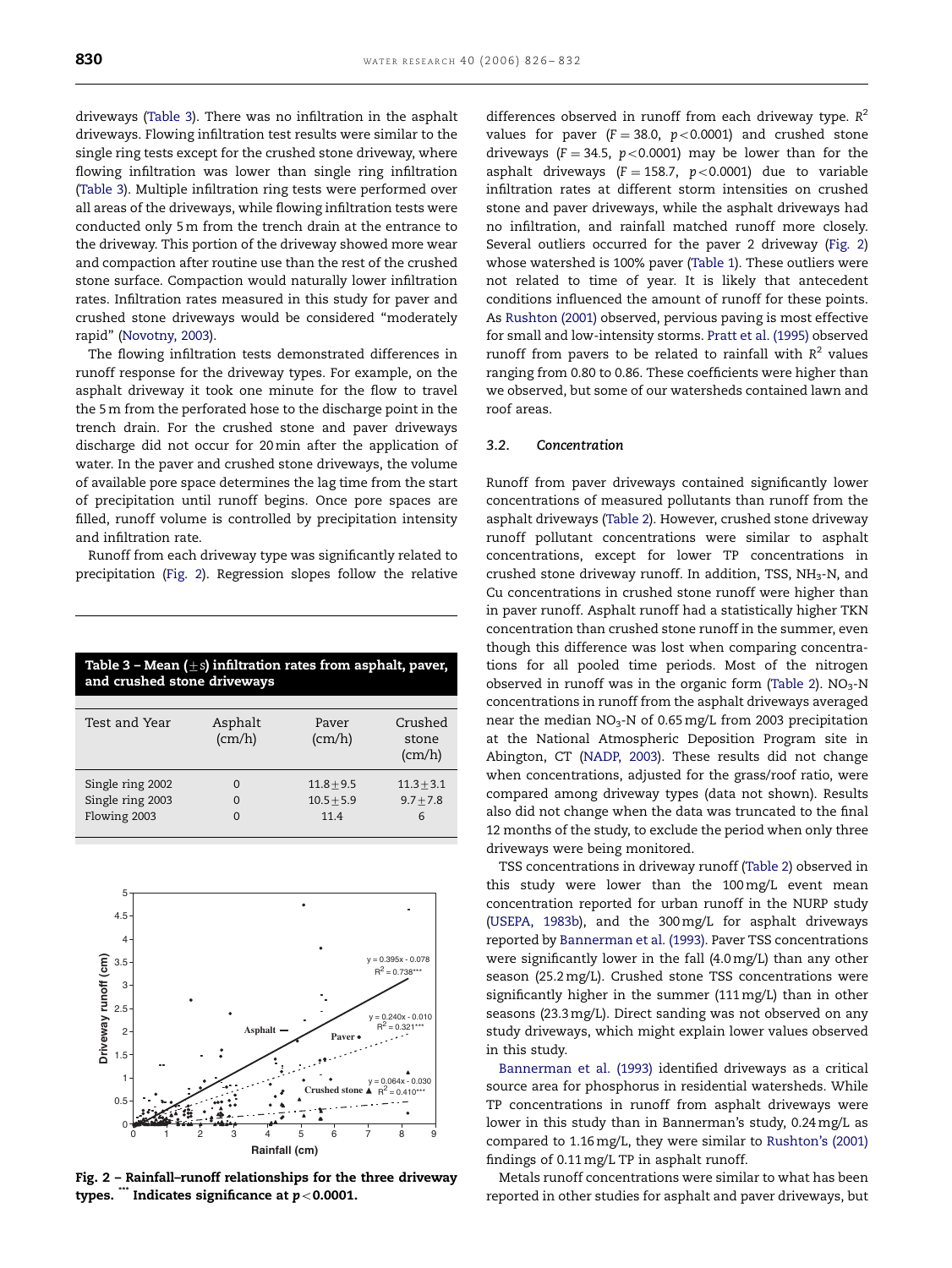driveways (Table 3). There was no infiltration in the asphalt driveways. Flowing infiltration test results were similar to the single ring tests except for the crushed stone driveway, where flowing infiltration was lower than single ring infiltration (Table 3). Multiple infiltration ring tests were performed over all areas of the driveways, while flowing infiltration tests were conducted only 5 m from the trench drain at the entrance to the driveway. This portion of the driveway showed more wear and compaction after routine use than the rest of the crushed stone surface. Compaction would naturally lower infiltration rates. Infiltration rates measured in this study for paver and crushed stone driveways would be considered "moderately rapid" (Novotny, 2003).

The flowing infiltration tests demonstrated differences in runoff response for the driveway types. For example, on the asphalt driveway it took one minute for the flow to travel the 5 m from the perforated hose to the discharge point in the trench drain. For the crushed stone and paver driveways discharge did not occur for 20 min after the application of water. In the paver and crushed stone driveways, the volume of available pore space determines the lag time from the start of precipitation until runoff begins. Once pore spaces are filled, runoff volume is controlled by precipitation intensity and infiltration rate.

Runoff from each driveway type was significantly related to precipitation (Fig. 2). Regression slopes follow the relative differences observed in runoff from each driveway type. $R^2$ values for paver ($F = 38.0$, $p < 0.0001$) and crushed stone driveways ($F = 34.5$, $p < 0.0001$) may be lower than for the asphalt driveways ($F = 158.7$, $p < 0.0001$) due to variable infiltration rates at different storm intensities on crushed stone and paver driveways, while the asphalt driveways had no infiltration, and rainfall matched runoff more closely. Several outliers occurred for the paver 2 driveway (Fig. 2) whose watershed is 100% paver (Table 1). These outliers were not related to time of year. It is likely that antecedent conditions influenced the amount of runoff for these points. As Rushton (2001) observed, pervious paving is most effective for small and low-intensity storms. Pratt et al. (1995) observed runoff from pavers to be related to rainfall with $R^2$ values ranging from 0.80 to 0.86. These coefficients were higher than we observed, but some of our watersheds contained lawn and roof areas.

**Table 3 – Mean ($\pm s$) infiltration rates from asphalt, paver, and crushed stone driveways**

| Test and Year | Asphalt (cm/h) | Paver (cm/h) | Crushed stone (cm/h) |
|---|---|---|---|
| Single ring 2002 | 0 | $11.8 \pm 9.5$ | $11.3 \pm 3.1$ |
| Single ring 2003 | 0 | $10.5 \pm 5.9$ | $9.7 \pm 7.8$ |
| Flowing 2003 | 0 | 11.4 | 6 |

Fig. 2 – Rainfall–runoff relationships for the three driveway types. *** Indicates significance at $p < 0.0001$.

### 3.2. Concentration

Runoff from paver driveways contained significantly lower concentrations of measured pollutants than runoff from the asphalt driveways (Table 2). However, crushed stone driveway runoff pollutant concentrations were similar to asphalt concentrations, except for lower TP concentrations in crushed stone driveway runoff. In addition, TSS, $NH_3$-N, and Cu concentrations in crushed stone runoff were higher than in paver runoff. Asphalt runoff had a statistically higher TKN concentration than crushed stone runoff in the summer, even though this difference was lost when comparing concentrations for all pooled time periods. Most of the nitrogen observed in runoff was in the organic form (Table 2). $NO_3$-N concentrations in runoff from the asphalt driveways averaged near the median $NO_3$-N of 0.65 mg/L from 2003 precipitation at the National Atmospheric Deposition Program site in Abington, CT (NADP, 2003). These results did not change when concentrations, adjusted for the grass/roof ratio, were compared among driveway types (data not shown). Results also did not change when the data was truncated to the final 12 months of the study, to exclude the period when only three driveways were being monitored.

TSS concentrations in driveway runoff (Table 2) observed in this study were lower than the 100 mg/L event mean concentration reported for urban runoff in the NURP study (USEPA, 1983b), and the 300 mg/L for asphalt driveways reported by Bannerman et al. (1993). Paver TSS concentrations were significantly lower in the fall (4.0 mg/L) than any other season (25.2 mg/L). Crushed stone TSS concentrations were significantly higher in the summer (111 mg/L) than in other seasons (23.3 mg/L). Direct sanding was not observed on any study driveways, which might explain lower values observed in this study.

Bannerman et al. (1993) identified driveways as a critical source area for phosphorus in residential watersheds. While TP concentrations in runoff from asphalt driveways were lower in this study than in Bannerman's study, 0.24 mg/L as compared to 1.16 mg/L, they were similar to Rushton's (2001) findings of 0.11 mg/L TP in asphalt runoff.

Metals runoff concentrations were similar to what has been reported in other studies for asphalt and paver driveways, but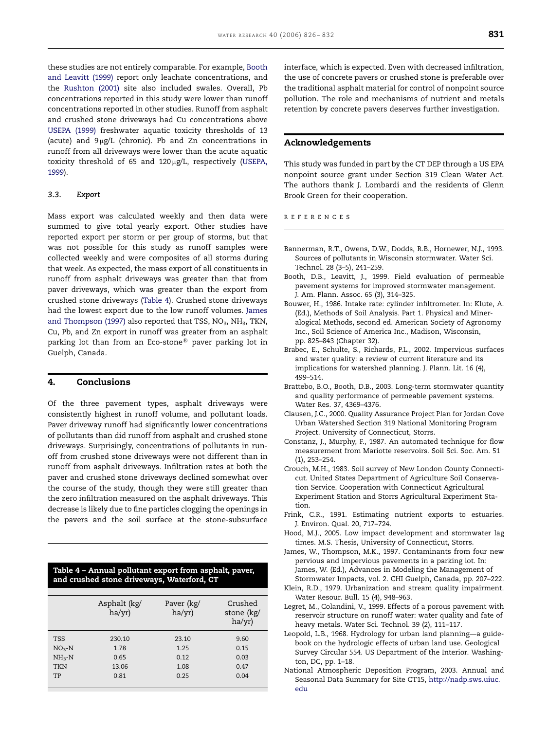these studies are not entirely comparable. For example, Booth and Leavitt (1999) report only leachate concentrations, and the Rushton (2001) site also included swales. Overall, Pb concentrations reported in this study were lower than runoff concentrations reported in other studies. Runoff from asphalt and crushed stone driveways had Cu concentrations above USEPA (1999) freshwater aquatic toxicity thresholds of 13 (acute) and 9 μg/L (chronic). Pb and Zn concentrations in runoff from all driveways were lower than the acute aquatic toxicity threshold of 65 and 120 μg/L, respectively (USEPA, 1999).

### 3.3. *Export*

Mass export was calculated weekly and then data were summed to give total yearly export. Other studies have reported export per storm or per group of storms, but that was not possible for this study as runoff samples were collected weekly and were composites of all storms during that week. As expected, the mass export of all constituents in runoff from asphalt driveways was greater than that from paver driveways, which was greater than the export from crushed stone driveways (Table 4). Crushed stone driveways had the lowest export due to the low runoff volumes. James and Thompson (1997) also reported that TSS, $NO_3$, $NH_3$, TKN, Cu, Pb, and Zn export in runoff was greater from an asphalt parking lot than from an Eco-stone® paver parking lot in Guelph, Canada.

## 4. Conclusions

Of the three pavement types, asphalt driveways were consistently highest in runoff volume, and pollutant loads. Paver driveway runoff had significantly lower concentrations of pollutants than did runoff from asphalt and crushed stone driveways. Surprisingly, concentrations of pollutants in runoff from crushed stone driveways were not different than in runoff from asphalt driveways. Infiltration rates at both the paver and crushed stone driveways declined somewhat over the course of the study, though they were still greater than the zero infiltration measured on the asphalt driveways. This decrease is likely due to fine particles clogging the openings in the pavers and the soil surface at the stone-subsurface interface, which is expected. Even with decreased infiltration, the use of concrete pavers or crushed stone is preferable over the traditional asphalt material for control of nonpoint source pollution. The role and mechanisms of nutrient and metals retention by concrete pavers deserves further investigation.

**Table 4 – Annual pollutant export from asphalt, paver, and crushed stone driveways, Waterford, CT**

| | Asphalt (kg/ha/yr) | Paver (kg/ha/yr) | Crushed stone (kg/ha/yr) |
|---|---|---|---|
| TSS | 230.10 | 23.10 | 9.60 |
| $NO_3$-N | 1.78 | 1.25 | 0.15 |
| $NH_3$-N | 0.65 | 0.12 | 0.03 |
| TKN | 13.06 | 1.08 | 0.47 |
| TP | 0.81 | 0.25 | 0.04 |

## Acknowledgements

This study was funded in part by the CT DEP through a US EPA nonpoint source grant under Section 319 Clean Water Act. The authors thank J. Lombardi and the residents of Glenn Brook Green for their cooperation.

## REFERENCES

Bannerman, R.T., Owens, D.W., Dodds, R.B., Hornewer, N.J., 1993. Sources of pollutants in Wisconsin stormwater. Water Sci. Technol. 28 (3–5), 241–259.

Booth, D.B., Leavitt, J., 1999. Field evaluation of permeable pavement systems for improved stormwater management. J. Am. Plann. Assoc. 65 (3), 314–325.

Bouwer, H., 1986. Intake rate: cylinder infiltrometer. In: Klute, A. (Ed.), Methods of Soil Analysis. Part 1. Physical and Mineralogical Methods, second ed. American Society of Agronomy Inc., Soil Science of America Inc., Madison, Wisconsin, pp. 825–843 (Chapter 32).

Brabec, E., Schulte, S., Richards, P.L., 2002. Impervious surfaces and water quality: a review of current literature and its implications for watershed planning. J. Plann. Lit. 16 (4), 499–514.

Brattebo, B.O., Booth, D.B., 2003. Long-term stormwater quantity and quality performance of permeable pavement systems. Water Res. 37, 4369–4376.

Clausen, J.C., 2000. Quality Assurance Project Plan for Jordan Cove Urban Watershed Section 319 National Monitoring Program Project. University of Connecticut, Storrs.

Constanz, J., Murphy, F., 1987. An automated technique for flow measurement from Mariotte reservoirs. Soil Sci. Soc. Am. 51 (1), 253–254.

Crouch, M.H., 1983. Soil survey of New London County Connecticut. United States Department of Agriculture Soil Conservation Service. Cooperation with Connecticut Agricultural Experiment Station and Storrs Agricultural Experiment Station.

Frink, C.R., 1991. Estimating nutrient exports to estuaries. J. Environ. Qual. 20, 717–724.

Hood, M.J., 2005. Low impact development and stormwater lag times. M.S. Thesis, University of Connecticut, Storrs.

James, W., Thompson, M.K., 1997. Contaminants from four new pervious and impervious pavements in a parking lot. In: James, W. (Ed.), Advances in Modeling the Management of Stormwater Impacts, vol. 2. CHI Guelph, Canada, pp. 207–222.

Klein, R.D., 1979. Urbanization and stream quality impairment. Water Resour. Bull. 15 (4), 948–963.

Legret, M., Colandini, V., 1999. Effects of a porous pavement with reservoir structure on runoff water: water quality and fate of heavy metals. Water Sci. Technol. 39 (2), 111–117.

Leopold, L.B., 1968. Hydrology for urban land planning—a guidebook on the hydrologic effects of urban land use. Geological Survey Circular 554. US Department of the Interior. Washington, DC, pp. 1–18.

National Atmospheric Deposition Program, 2003. Annual and Seasonal Data Summary for Site CT15, http://nadp.sws.uiuc.edu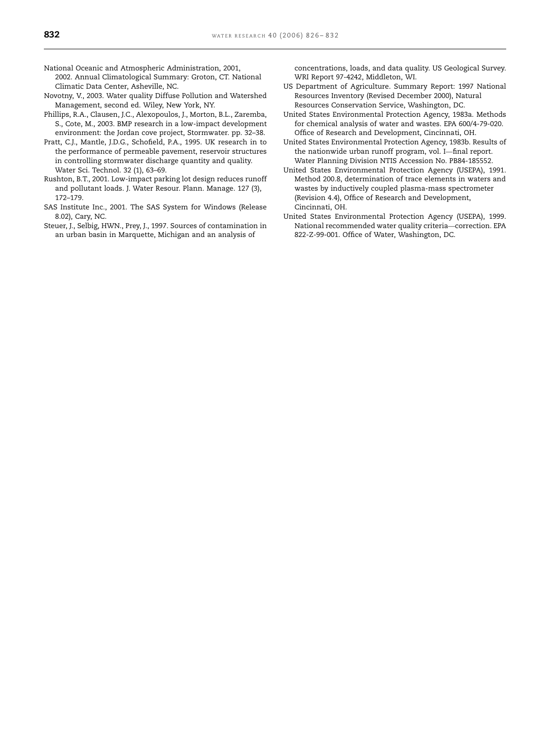National Oceanic and Atmospheric Administration, 2001, 2002. Annual Climatological Summary: Groton, CT. National Climatic Data Center, Asheville, NC.

Novotny, V., 2003. Water quality Diffuse Pollution and Watershed Management, second ed. Wiley, New York, NY.

Phillips, R.A., Clausen, J.C., Alexopoulos, J., Morton, B.L., Zaremba, S., Cote, M., 2003. BMP research in a low-impact development environment: the Jordan cove project, Stormwater. pp. 32–38.

Pratt, C.J., Mantle, J.D.G., Schofield, P.A., 1995. UK research in to the performance of permeable pavement, reservoir structures in controlling stormwater discharge quantity and quality. Water Sci. Technol. 32 (1), 63–69.

Rushton, B.T., 2001. Low-impact parking lot design reduces runoff and pollutant loads. J. Water Resour. Plann. Manage. 127 (3), 172–179.

SAS Institute Inc., 2001. The SAS System for Windows (Release 8.02), Cary, NC.

Steuer, J., Selbig, HWN., Prey, J., 1997. Sources of contamination in an urban basin in Marquette, Michigan and an analysis of concentrations, loads, and data quality. US Geological Survey. WRI Report 97-4242, Middleton, WI.

US Department of Agriculture. Summary Report: 1997 National Resources Inventory (Revised December 2000), Natural Resources Conservation Service, Washington, DC.

United States Environmental Protection Agency, 1983a. Methods for chemical analysis of water and wastes. EPA 600/4-79-020. Office of Research and Development, Cincinnati, OH.

United States Environmental Protection Agency, 1983b. Results of the nationwide urban runoff program, vol. I—final report. Water Planning Division NTIS Accession No. PB84-185552.

United States Environmental Protection Agency (USEPA), 1991. Method 200.8, determination of trace elements in waters and wastes by inductively coupled plasma-mass spectrometer (Revision 4.4), Office of Research and Development, Cincinnati, OH.

United States Environmental Protection Agency (USEPA), 1999. National recommended water quality criteria—correction. EPA 822-Z-99-001. Office of Water, Washington, DC.